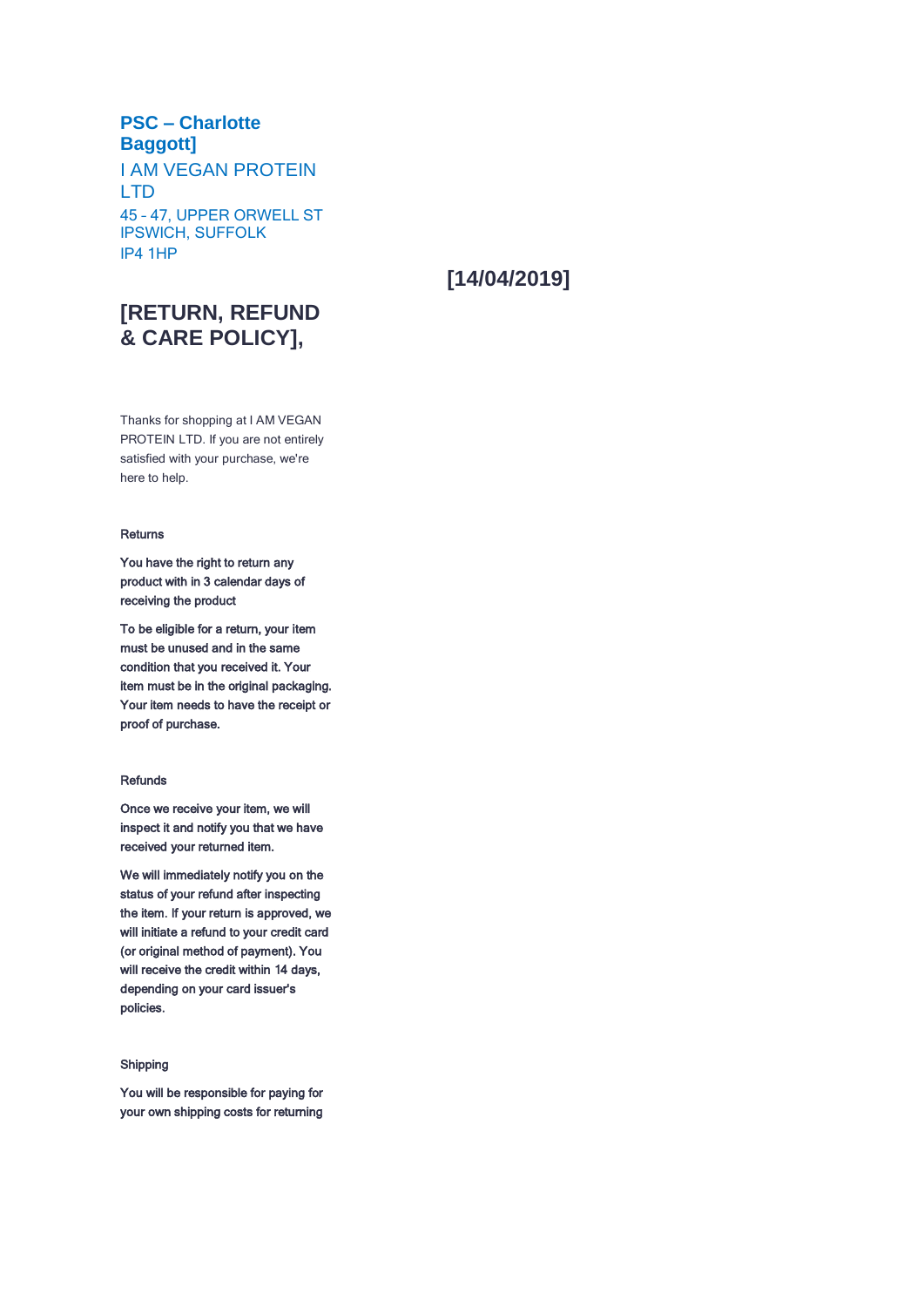**PSC – Charlotte Baggott]**

I AM VEGAN PROTEIN LTD

45 - 47, UPPER ORWELL ST
IPSWICH, SUFFOLK
IP4 1HP

**[14/04/2019]**

# [RETURN, REFUND & CARE POLICY],

Thanks for shopping at I AM VEGAN PROTEIN LTD. If you are not entirely satisfied with your purchase, we're here to help.

### Returns

You have the right to return any product with in 3 calendar days of receiving the product

To be eligible for a return, your item must be unused and in the same condition that you received it. Your item must be in the original packaging. Your item needs to have the receipt or proof of purchase.

### Refunds

Once we receive your item, we will inspect it and notify you that we have received your returned item.

We will immediately notify you on the status of your refund after inspecting the item. If your return is approved, we will initiate a refund to your credit card (or original method of payment). You will receive the credit within 14 days, depending on your card issuer's policies.

### Shipping

You will be responsible for paying for your own shipping costs for returning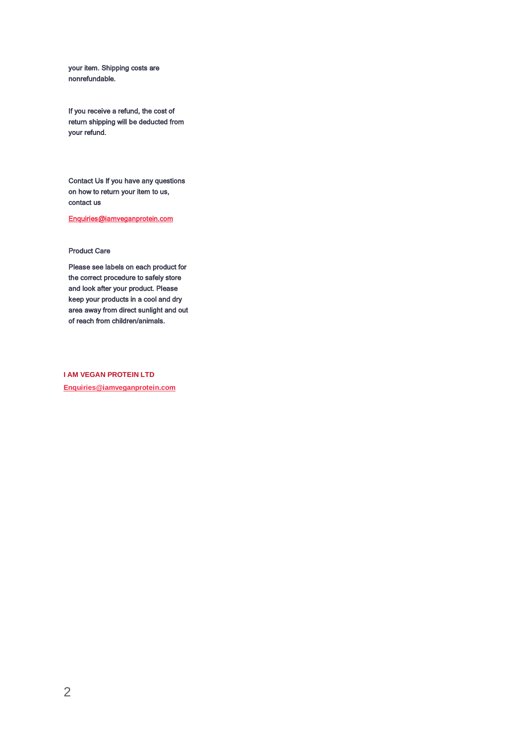your item. Shipping costs are nonrefundable.

If you receive a refund, the cost of return shipping will be deducted from your refund.

Contact Us If you have any questions on how to return your item to us, contact us

Enquiries@iamveganprotein.com

Product Care

Please see labels on each product for the correct procedure to safely store and look after your product. Please keep your products in a cool and dry area away from direct sunlight and out of reach from children/animals.

**I AM VEGAN PROTEIN LTD**

**Enquiries@iamveganprotein.com**